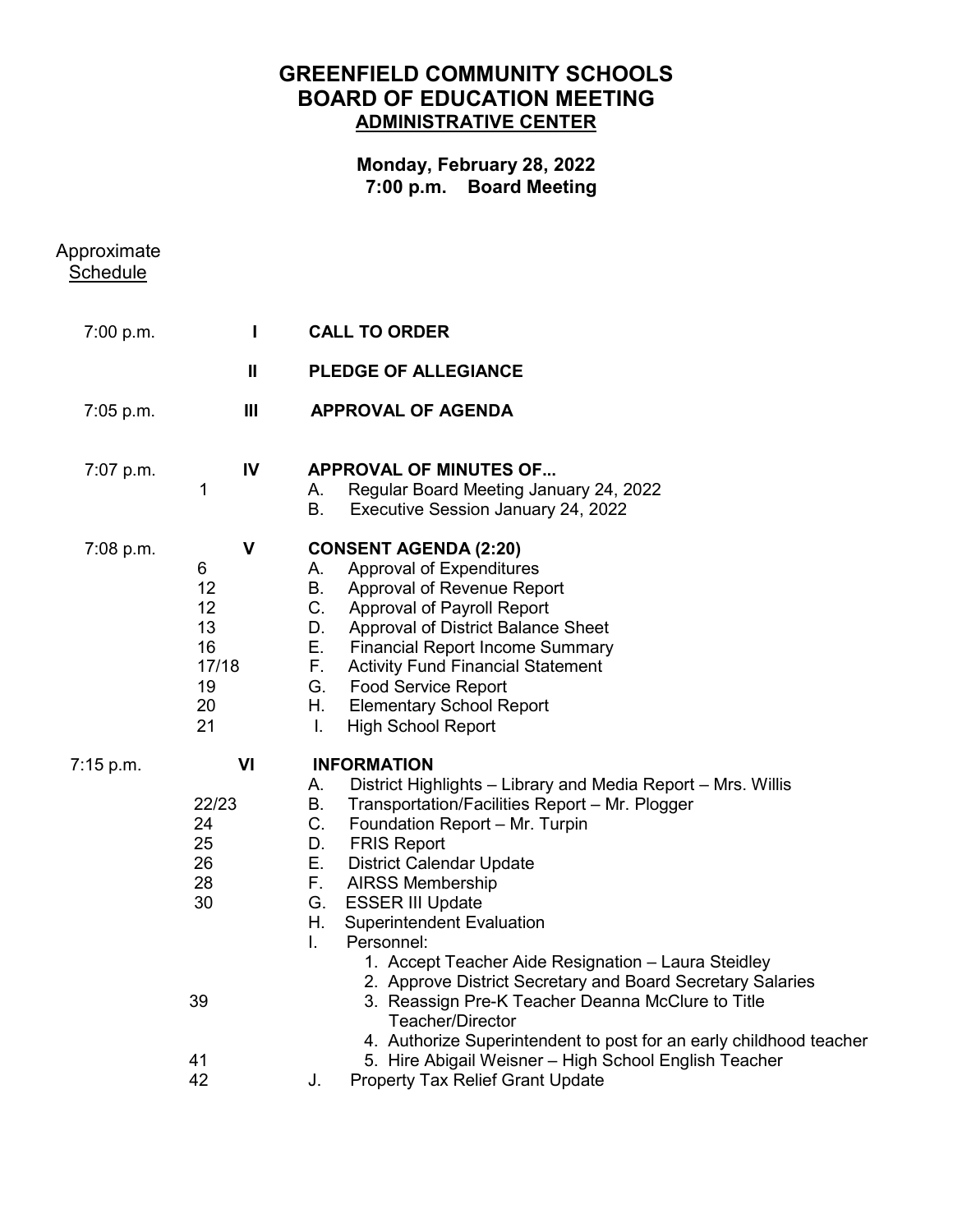# GREENFIELD COMMUNITY SCHOOLS
## BOARD OF EDUCATION MEETING
## ADMINISTRATIVE CENTER

**Monday, February 28, 2022**
**7:00 p.m. Board Meeting**

Approximate
Schedule

| Time | Page | Item | |
|---|---|---|---|
| 7:00 p.m. | | **I** | **CALL TO ORDER** |
| | | **II** | **PLEDGE OF ALLEGIANCE** |
| 7:05 p.m. | | **III** | **APPROVAL OF AGENDA** |
| 7:07 p.m. | | **IV** | **APPROVAL OF MINUTES OF...** |
| | 1 | | A. Regular Board Meeting January 24, 2022 |
| | | | B. Executive Session January 24, 2022 |
| 7:08 p.m. | | **V** | **CONSENT AGENDA (2:20)** |
| | 6 | | A. Approval of Expenditures |
| | 12 | | B. Approval of Revenue Report |
| | 12 | | C. Approval of Payroll Report |
| | 13 | | D. Approval of District Balance Sheet |
| | 16 | | E. Financial Report Income Summary |
| | 17/18 | | F. Activity Fund Financial Statement |
| | 19 | | G. Food Service Report |
| | 20 | | H. Elementary School Report |
| | 21 | | I. High School Report |
| 7:15 p.m. | | **VI** | **INFORMATION** |
| | | | A. District Highlights – Library and Media Report – Mrs. Willis |
| | 22/23 | | B. Transportation/Facilities Report – Mr. Plogger |
| | 24 | | C. Foundation Report – Mr. Turpin |
| | 25 | | D. FRIS Report |
| | 26 | | E. District Calendar Update |
| | 28 | | F. AIRSS Membership |
| | 30 | | G. ESSER III Update |
| | | | H. Superintendent Evaluation |
| | | | I. Personnel: |
| | | | 1. Accept Teacher Aide Resignation – Laura Steidley |
| | | | 2. Approve District Secretary and Board Secretary Salaries |
| | 39 | | 3. Reassign Pre-K Teacher Deanna McClure to Title Teacher/Director |
| | | | 4. Authorize Superintendent to post for an early childhood teacher |
| | 41 | | 5. Hire Abigail Weisner – High School English Teacher |
| | 42 | | J. Property Tax Relief Grant Update |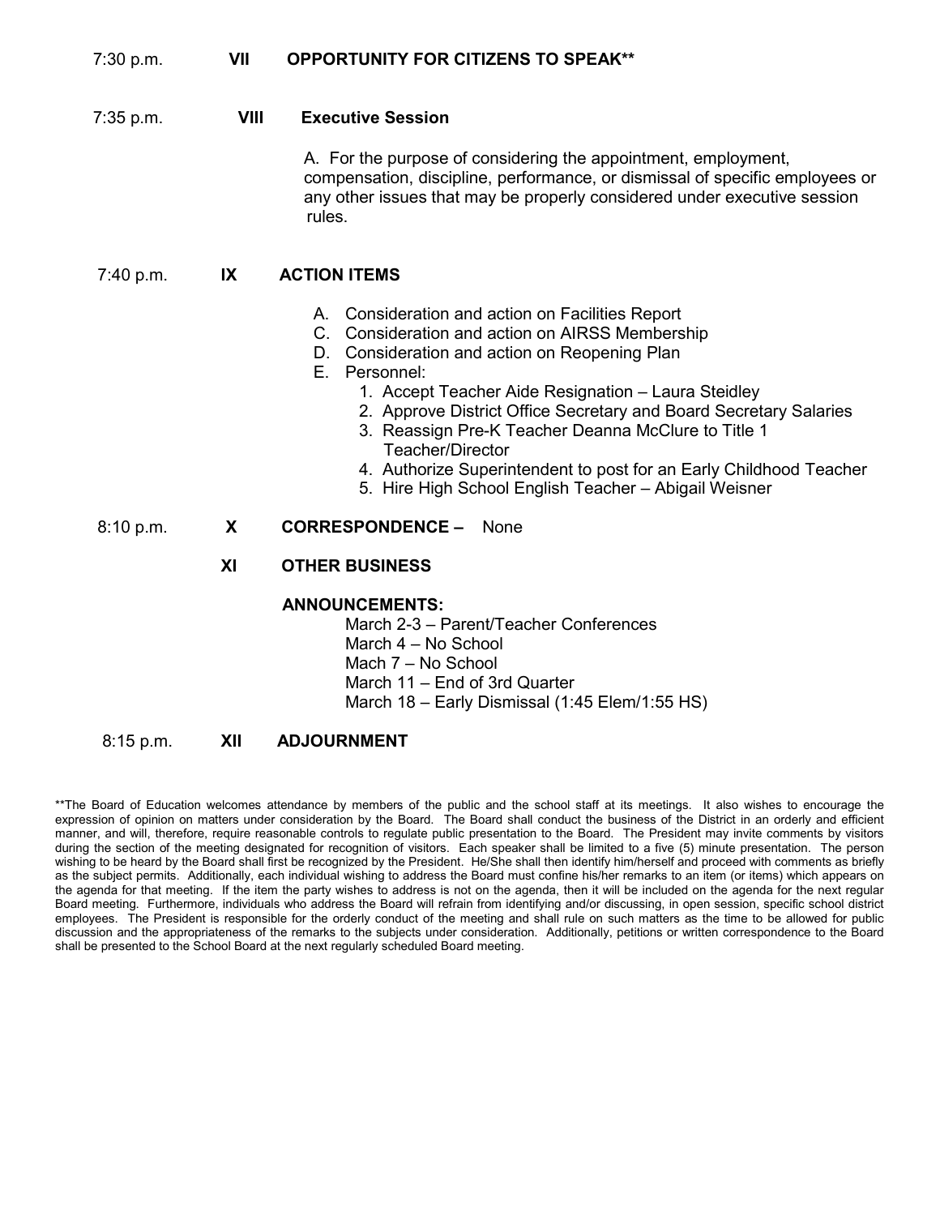7:30 p.m. **VII OPPORTUNITY FOR CITIZENS TO SPEAK****

7:35 p.m. **VIII Executive Session**

A. For the purpose of considering the appointment, employment, compensation, discipline, performance, or dismissal of specific employees or any other issues that may be properly considered under executive session rules.

7:40 p.m. **IX ACTION ITEMS**

- A. Consideration and action on Facilities Report
- C. Consideration and action on AIRSS Membership
- D. Consideration and action on Reopening Plan
- E. Personnel:
  1. Accept Teacher Aide Resignation – Laura Steidley
  2. Approve District Office Secretary and Board Secretary Salaries
  3. Reassign Pre-K Teacher Deanna McClure to Title 1 Teacher/Director
  4. Authorize Superintendent to post for an Early Childhood Teacher
  5. Hire High School English Teacher – Abigail Weisner

8:10 p.m. **X CORRESPONDENCE –** None

**XI OTHER BUSINESS**

**ANNOUNCEMENTS:**

March 2-3 – Parent/Teacher Conferences
March 4 – No School
Mach 7 – No School
March 11 – End of 3rd Quarter
March 18 – Early Dismissal (1:45 Elem/1:55 HS)

8:15 p.m. **XII ADJOURNMENT**

**The Board of Education welcomes attendance by members of the public and the school staff at its meetings. It also wishes to encourage the expression of opinion on matters under consideration by the Board. The Board shall conduct the business of the District in an orderly and efficient manner, and will, therefore, require reasonable controls to regulate public presentation to the Board. The President may invite comments by visitors during the section of the meeting designated for recognition of visitors. Each speaker shall be limited to a five (5) minute presentation. The person wishing to be heard by the Board shall first be recognized by the President. He/She shall then identify him/herself and proceed with comments as briefly as the subject permits. Additionally, each individual wishing to address the Board must confine his/her remarks to an item (or items) which appears on the agenda for that meeting. If the item the party wishes to address is not on the agenda, then it will be included on the agenda for the next regular Board meeting. Furthermore, individuals who address the Board will refrain from identifying and/or discussing, in open session, specific school district employees. The President is responsible for the orderly conduct of the meeting and shall rule on such matters as the time to be allowed for public discussion and the appropriateness of the remarks to the subjects under consideration. Additionally, petitions or written correspondence to the Board shall be presented to the School Board at the next regularly scheduled Board meeting.